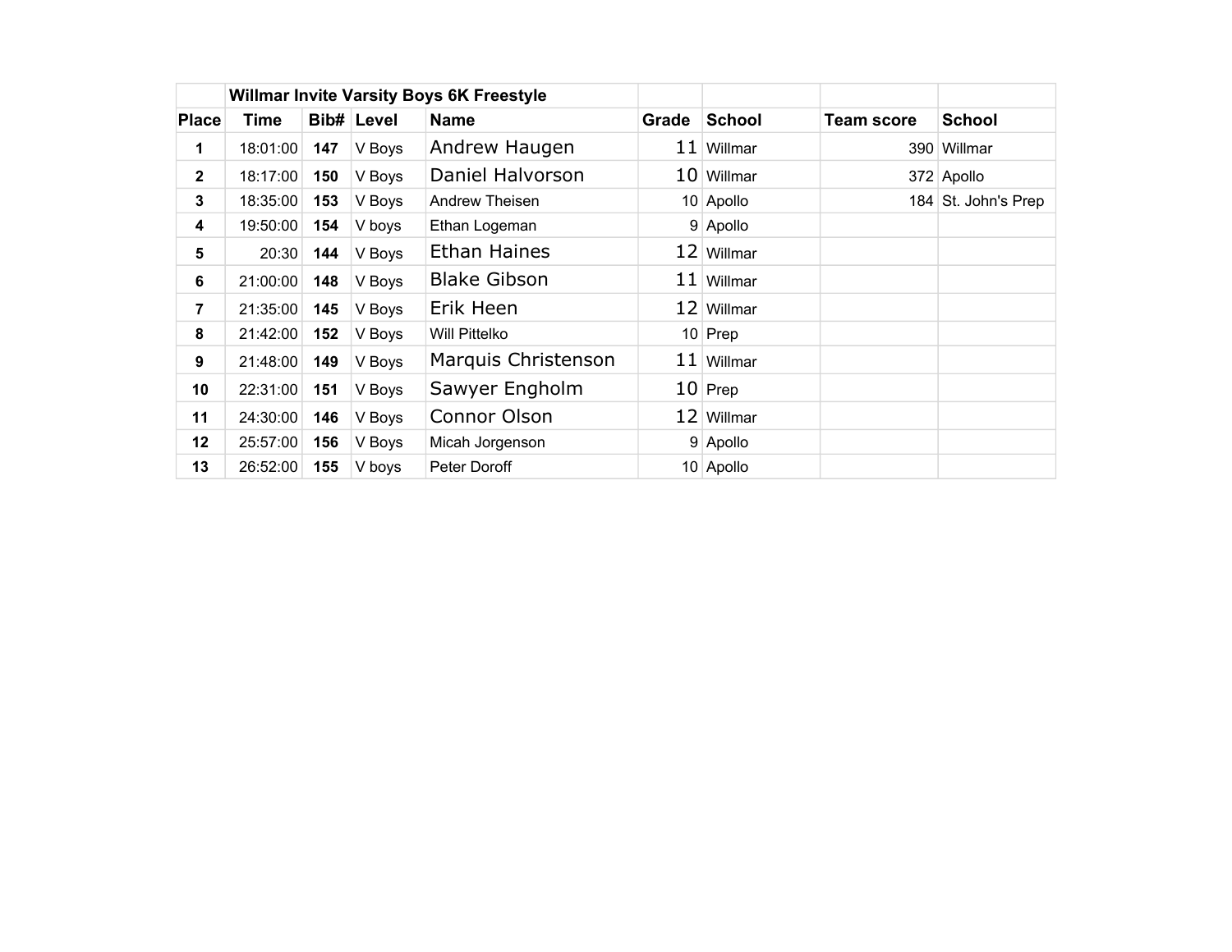| | Willmar Invite Varsity Boys 6K Freestyle | | | | | | | |
|---|---|---|---|---|---|---|---|---|
| **Place** | **Time** | **Bib#** | **Level** | **Name** | **Grade** | **School** | **Team score** | **School** |
| **1** | 18:01:00 | **147** | V Boys | Andrew Haugen | 11 | Willmar | 390 | Willmar |
| **2** | 18:17:00 | **150** | V Boys | Daniel Halvorson | 10 | Willmar | 372 | Apollo |
| **3** | 18:35:00 | **153** | V Boys | Andrew Theisen | 10 | Apollo | 184 | St. John's Prep |
| **4** | 19:50:00 | **154** | V boys | Ethan Logeman | 9 | Apollo | | |
| **5** | 20:30 | **144** | V Boys | Ethan Haines | 12 | Willmar | | |
| **6** | 21:00:00 | **148** | V Boys | Blake Gibson | 11 | Willmar | | |
| **7** | 21:35:00 | **145** | V Boys | Erik Heen | 12 | Willmar | | |
| **8** | 21:42:00 | **152** | V Boys | Will Pittelko | 10 | Prep | | |
| **9** | 21:48:00 | **149** | V Boys | Marquis Christenson | 11 | Willmar | | |
| **10** | 22:31:00 | **151** | V Boys | Sawyer Engholm | 10 | Prep | | |
| **11** | 24:30:00 | **146** | V Boys | Connor Olson | 12 | Willmar | | |
| **12** | 25:57:00 | **156** | V Boys | Micah Jorgenson | 9 | Apollo | | |
| **13** | 26:52:00 | **155** | V boys | Peter Doroff | 10 | Apollo | | |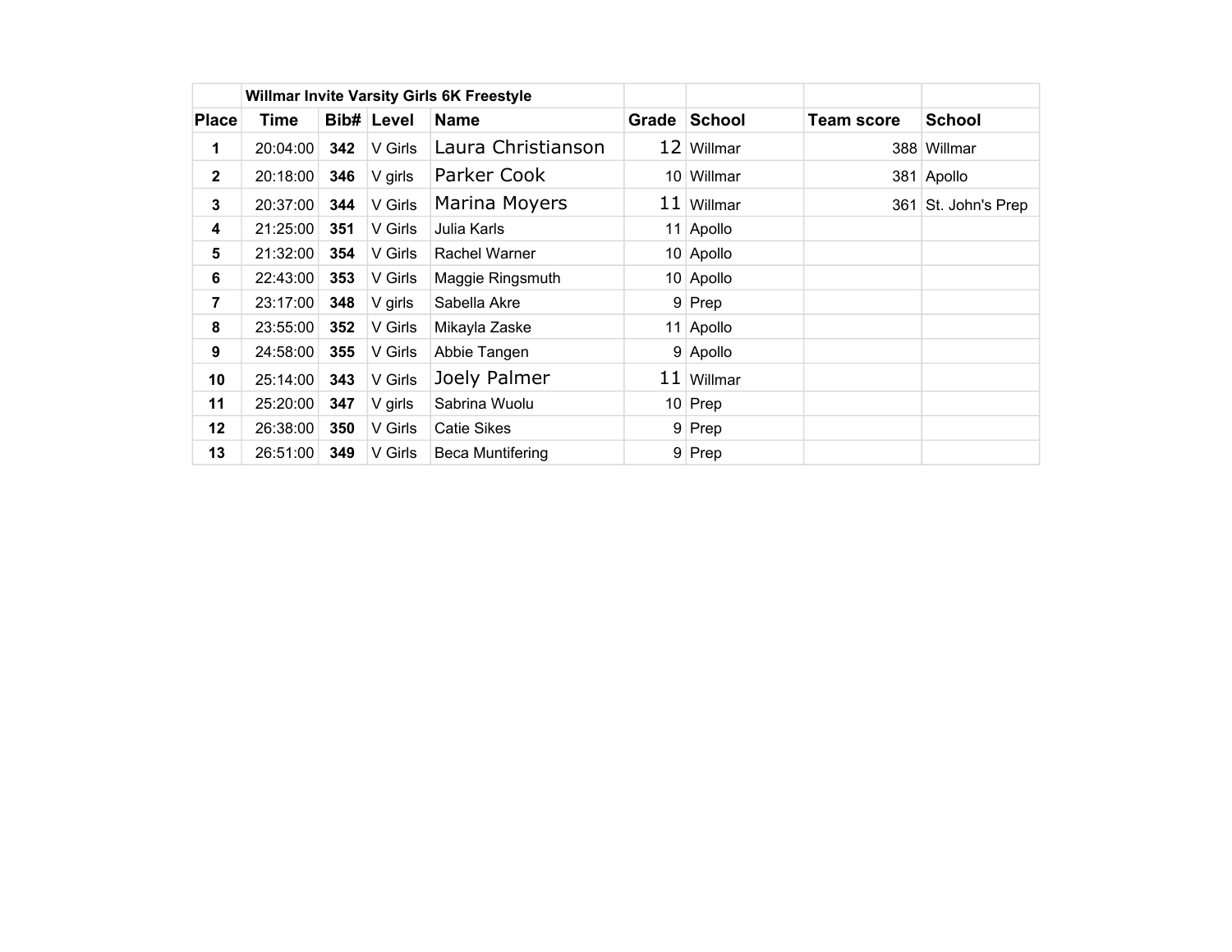| | Willmar Invite Varsity Girls 6K Freestyle | | | | | | | |
|---|---|---|---|---|---|---|---|---|
| **Place** | **Time** | **Bib#** | **Level** | **Name** | **Grade** | **School** | **Team score** | **School** |
| **1** | 20:04:00 | **342** | V Girls | Laura Christianson | 12 | Willmar | 388 | Willmar |
| **2** | 20:18:00 | **346** | V girls | Parker Cook | 10 | Willmar | 381 | Apollo |
| **3** | 20:37:00 | **344** | V Girls | Marina Moyers | 11 | Willmar | 361 | St. John's Prep |
| **4** | 21:25:00 | **351** | V Girls | Julia Karls | 11 | Apollo | | |
| **5** | 21:32:00 | **354** | V Girls | Rachel Warner | 10 | Apollo | | |
| **6** | 22:43:00 | **353** | V Girls | Maggie Ringsmuth | 10 | Apollo | | |
| **7** | 23:17:00 | **348** | V girls | Sabella Akre | 9 | Prep | | |
| **8** | 23:55:00 | **352** | V Girls | Mikayla Zaske | 11 | Apollo | | |
| **9** | 24:58:00 | **355** | V Girls | Abbie Tangen | 9 | Apollo | | |
| **10** | 25:14:00 | **343** | V Girls | Joely Palmer | 11 | Willmar | | |
| **11** | 25:20:00 | **347** | V girls | Sabrina Wuolu | 10 | Prep | | |
| **12** | 26:38:00 | **350** | V Girls | Catie Sikes | 9 | Prep | | |
| **13** | 26:51:00 | **349** | V Girls | Beca Muntifering | 9 | Prep | | |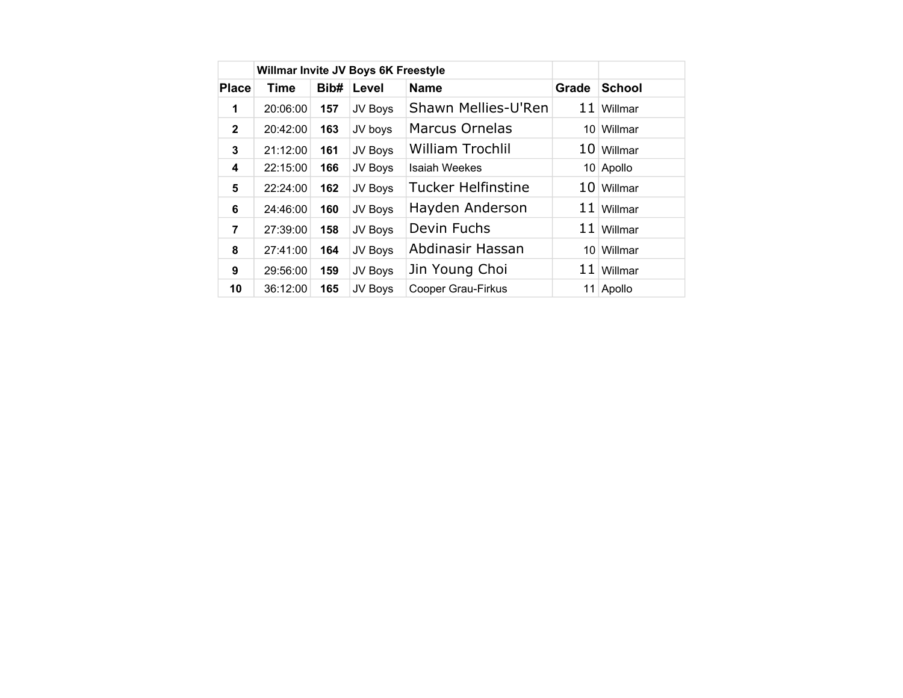| | Willmar Invite JV Boys 6K Freestyle | | | | | |
|---|---|---|---|---|---|---|
| **Place** | **Time** | **Bib#** | **Level** | **Name** | **Grade** | **School** |
| **1** | 20:06:00 | **157** | JV Boys | Shawn Mellies-U'Ren | 11 | Willmar |
| **2** | 20:42:00 | **163** | JV boys | Marcus Ornelas | 10 | Willmar |
| **3** | 21:12:00 | **161** | JV Boys | William Trochlil | 10 | Willmar |
| **4** | 22:15:00 | **166** | JV Boys | Isaiah Weekes | 10 | Apollo |
| **5** | 22:24:00 | **162** | JV Boys | Tucker Helfinstine | 10 | Willmar |
| **6** | 24:46:00 | **160** | JV Boys | Hayden Anderson | 11 | Willmar |
| **7** | 27:39:00 | **158** | JV Boys | Devin Fuchs | 11 | Willmar |
| **8** | 27:41:00 | **164** | JV Boys | Abdinasir Hassan | 10 | Willmar |
| **9** | 29:56:00 | **159** | JV Boys | Jin Young Choi | 11 | Willmar |
| **10** | 36:12:00 | **165** | JV Boys | Cooper Grau-Firkus | 11 | Apollo |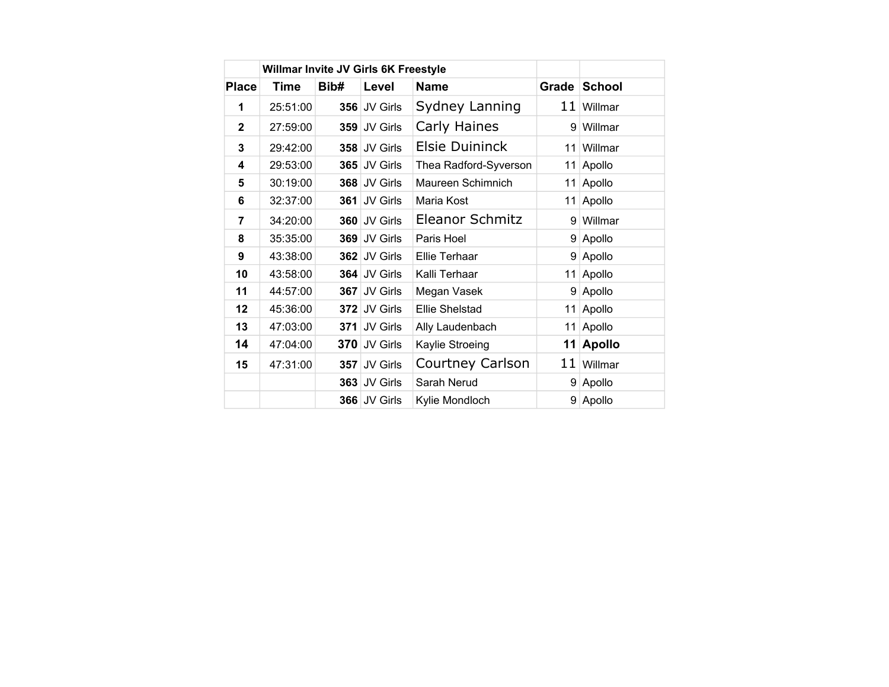| | Willmar Invite JV Girls 6K Freestyle | | | | | |
|---|---|---|---|---|---|---|
| **Place** | **Time** | **Bib#** | **Level** | **Name** | **Grade** | **School** |
| **1** | 25:51:00 | **356** | JV Girls | Sydney Lanning | 11 | Willmar |
| **2** | 27:59:00 | **359** | JV Girls | Carly Haines | 9 | Willmar |
| **3** | 29:42:00 | **358** | JV Girls | Elsie Duininck | 11 | Willmar |
| **4** | 29:53:00 | **365** | JV Girls | Thea Radford-Syverson | 11 | Apollo |
| **5** | 30:19:00 | **368** | JV Girls | Maureen Schimnich | 11 | Apollo |
| **6** | 32:37:00 | **361** | JV Girls | Maria Kost | 11 | Apollo |
| **7** | 34:20:00 | **360** | JV Girls | Eleanor Schmitz | 9 | Willmar |
| **8** | 35:35:00 | **369** | JV Girls | Paris Hoel | 9 | Apollo |
| **9** | 43:38:00 | **362** | JV Girls | Ellie Terhaar | 9 | Apollo |
| **10** | 43:58:00 | **364** | JV Girls | Kalli Terhaar | 11 | Apollo |
| **11** | 44:57:00 | **367** | JV Girls | Megan Vasek | 9 | Apollo |
| **12** | 45:36:00 | **372** | JV Girls | Ellie Shelstad | 11 | Apollo |
| **13** | 47:03:00 | **371** | JV Girls | Ally Laudenbach | 11 | Apollo |
| **14** | 47:04:00 | **370** | JV Girls | Kaylie Stroeing | **11** | **Apollo** |
| **15** | 47:31:00 | **357** | JV Girls | Courtney Carlson | 11 | Willmar |
| | | **363** | JV Girls | Sarah Nerud | 9 | Apollo |
| | | **366** | JV Girls | Kylie Mondloch | 9 | Apollo |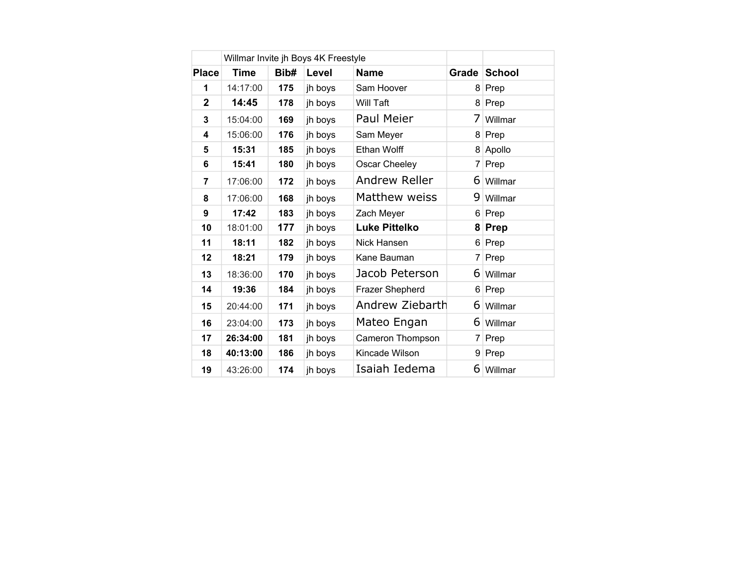| | Willmar Invite jh Boys 4K Freestyle | | | | | |
|---|---|---|---|---|---|---|
| **Place** | **Time** | **Bib#** | **Level** | **Name** | **Grade** | **School** |
| **1** | 14:17:00 | **175** | jh boys | Sam Hoover | 8 | Prep |
| **2** | **14:45** | **178** | jh boys | Will Taft | 8 | Prep |
| **3** | 15:04:00 | **169** | jh boys | Paul Meier | 7 | Willmar |
| **4** | 15:06:00 | **176** | jh boys | Sam Meyer | 8 | Prep |
| **5** | **15:31** | **185** | jh boys | Ethan Wolff | 8 | Apollo |
| **6** | **15:41** | **180** | jh boys | Oscar Cheeley | 7 | Prep |
| **7** | 17:06:00 | **172** | jh boys | Andrew Reller | 6 | Willmar |
| **8** | 17:06:00 | **168** | jh boys | Matthew weiss | 9 | Willmar |
| **9** | **17:42** | **183** | jh boys | Zach Meyer | 6 | Prep |
| **10** | 18:01:00 | **177** | jh boys | **Luke Pittelko** | **8** | **Prep** |
| **11** | **18:11** | **182** | jh boys | Nick Hansen | 6 | Prep |
| **12** | **18:21** | **179** | jh boys | Kane Bauman | 7 | Prep |
| **13** | 18:36:00 | **170** | jh boys | Jacob Peterson | 6 | Willmar |
| **14** | **19:36** | **184** | jh boys | Frazer Shepherd | 6 | Prep |
| **15** | 20:44:00 | **171** | jh boys | Andrew Ziebarth | 6 | Willmar |
| **16** | 23:04:00 | **173** | jh boys | Mateo Engan | 6 | Willmar |
| **17** | **26:34:00** | **181** | jh boys | Cameron Thompson | 7 | Prep |
| **18** | **40:13:00** | **186** | jh boys | Kincade Wilson | 9 | Prep |
| **19** | 43:26:00 | **174** | jh boys | Isaiah Iedema | 6 | Willmar |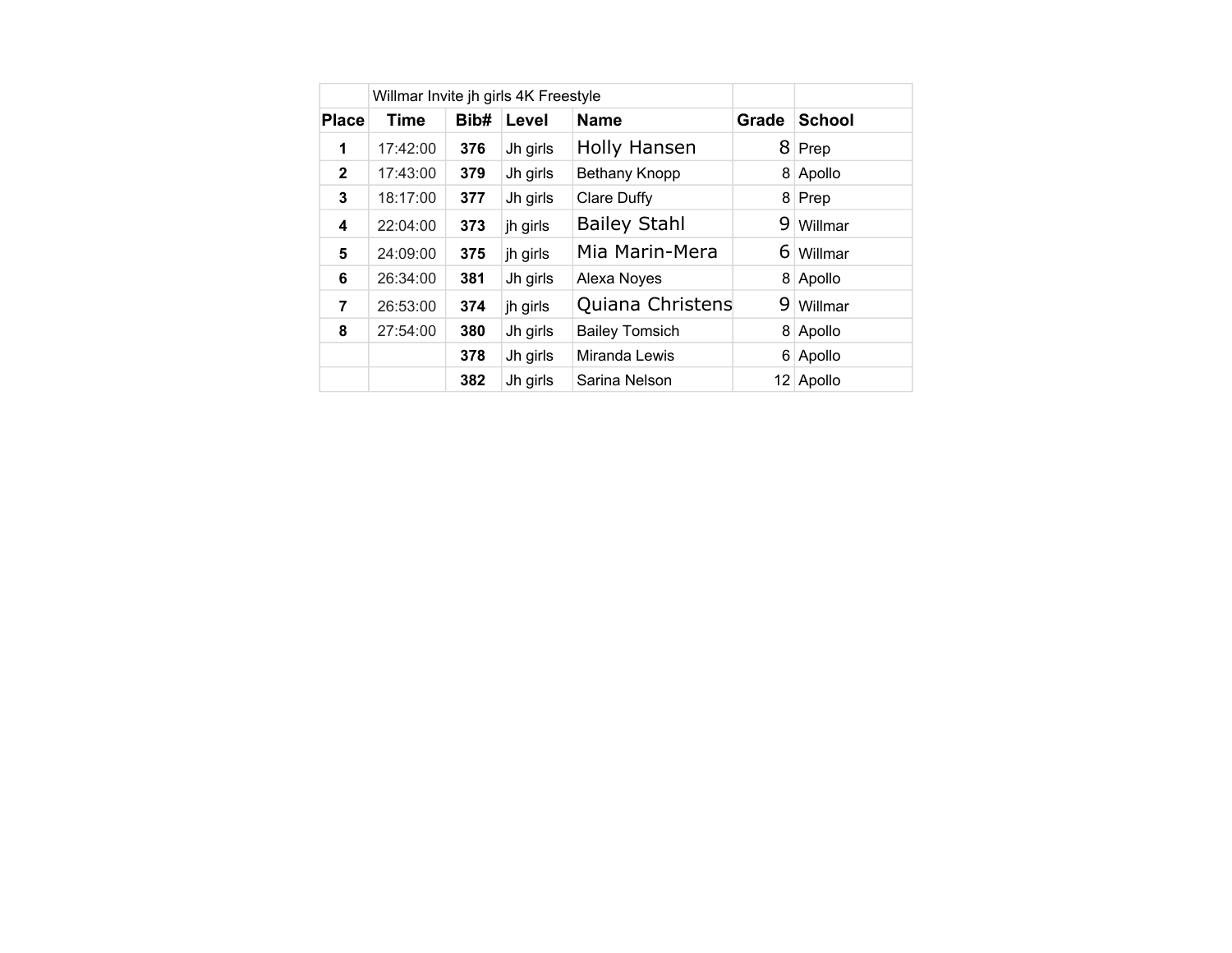| | Willmar Invite jh girls 4K Freestyle | | | | | |
|---|---|---|---|---|---|---|
| **Place** | **Time** | **Bib#** | **Level** | **Name** | **Grade** | **School** |
| **1** | 17:42:00 | **376** | Jh girls | Holly Hansen | 8 | Prep |
| **2** | 17:43:00 | **379** | Jh girls | Bethany Knopp | 8 | Apollo |
| **3** | 18:17:00 | **377** | Jh girls | Clare Duffy | 8 | Prep |
| **4** | 22:04:00 | **373** | jh girls | Bailey Stahl | 9 | Willmar |
| **5** | 24:09:00 | **375** | jh girls | Mia Marin-Mera | 6 | Willmar |
| **6** | 26:34:00 | **381** | Jh girls | Alexa Noyes | 8 | Apollo |
| **7** | 26:53:00 | **374** | jh girls | Quiana Christens | 9 | Willmar |
| **8** | 27:54:00 | **380** | Jh girls | Bailey Tomsich | 8 | Apollo |
| | | **378** | Jh girls | Miranda Lewis | 6 | Apollo |
| | | **382** | Jh girls | Sarina Nelson | 12 | Apollo |